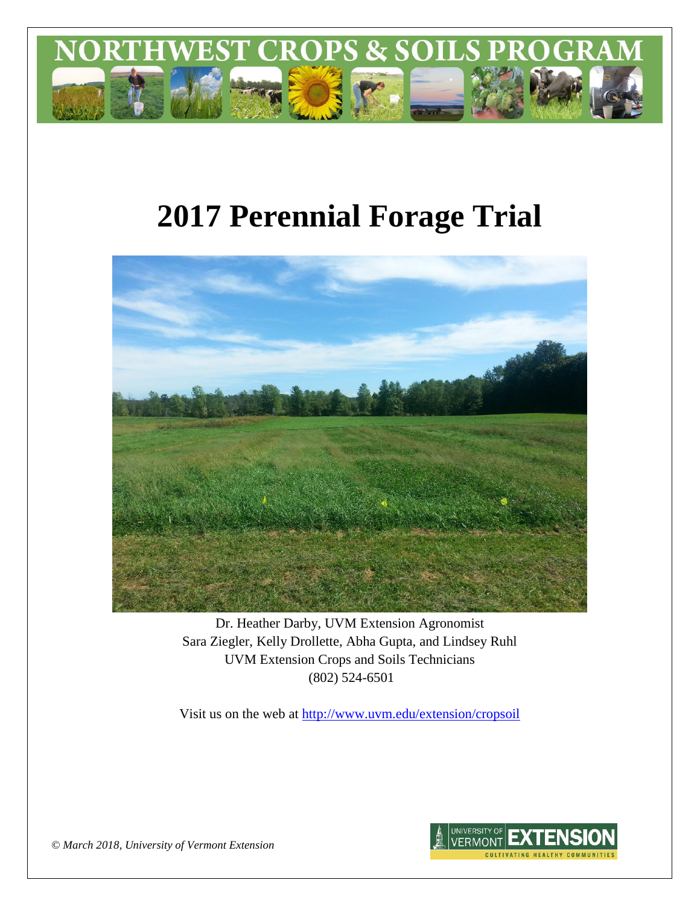# NORTHWEST CROPS & SOILS PROGRAM

# 2017 Perennial Forage Trial

Dr. Heather Darby, UVM Extension Agronomist
Sara Ziegler, Kelly Drollette, Abha Gupta, and Lindsey Ruhl
UVM Extension Crops and Soils Technicians
(802) 524-6501

Visit us on the web at http://www.uvm.edu/extension/cropsoil

*© March 2018, University of Vermont Extension*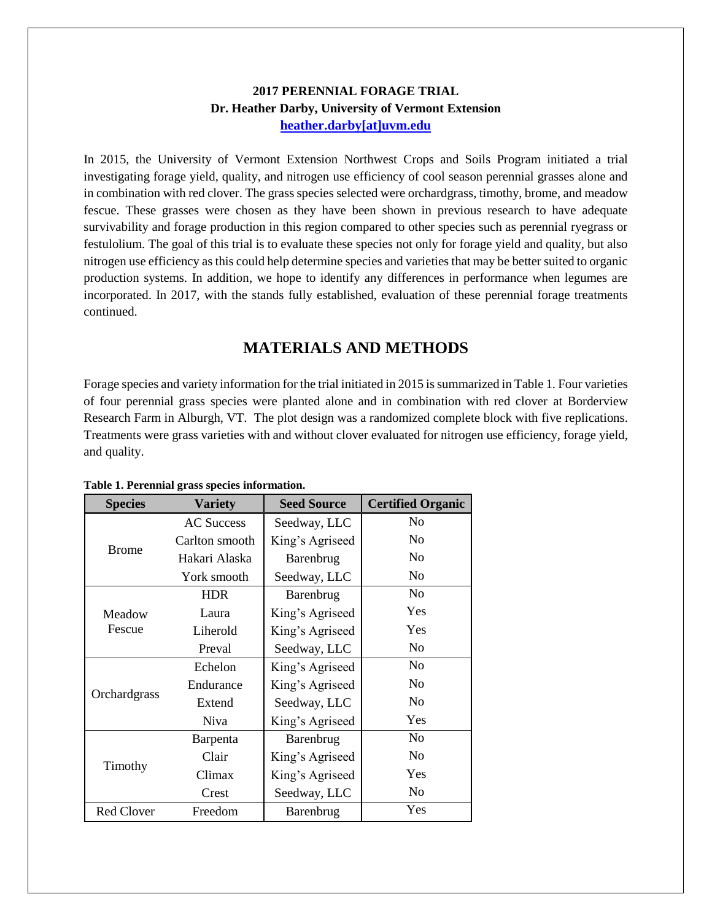**2017 PERENNIAL FORAGE TRIAL**
**Dr. Heather Darby, University of Vermont Extension**
**heather.darby[at]uvm.edu**

In 2015, the University of Vermont Extension Northwest Crops and Soils Program initiated a trial investigating forage yield, quality, and nitrogen use efficiency of cool season perennial grasses alone and in combination with red clover. The grass species selected were orchardgrass, timothy, brome, and meadow fescue. These grasses were chosen as they have been shown in previous research to have adequate survivability and forage production in this region compared to other species such as perennial ryegrass or festulolium. The goal of this trial is to evaluate these species not only for forage yield and quality, but also nitrogen use efficiency as this could help determine species and varieties that may be better suited to organic production systems. In addition, we hope to identify any differences in performance when legumes are incorporated. In 2017, with the stands fully established, evaluation of these perennial forage treatments continued.

## MATERIALS AND METHODS

Forage species and variety information for the trial initiated in 2015 is summarized in Table 1. Four varieties of four perennial grass species were planted alone and in combination with red clover at Borderview Research Farm in Alburgh, VT. The plot design was a randomized complete block with five replications. Treatments were grass varieties with and without clover evaluated for nitrogen use efficiency, forage yield, and quality.

**Table 1. Perennial grass species information.**

| Species | Variety | Seed Source | Certified Organic |
|---|---|---|---|
| Brome | AC Success | Seedway, LLC | No |
| | Carlton smooth | King's Agriseed | No |
| | Hakari Alaska | Barenbrug | No |
| | York smooth | Seedway, LLC | No |
| Meadow Fescue | HDR | Barenbrug | No |
| | Laura | King's Agriseed | Yes |
| | Liherold | King's Agriseed | Yes |
| | Preval | Seedway, LLC | No |
| Orchardgrass | Echelon | King's Agriseed | No |
| | Endurance | King's Agriseed | No |
| | Extend | Seedway, LLC | No |
| | Niva | King's Agriseed | Yes |
| Timothy | Barpenta | Barenbrug | No |
| | Clair | King's Agriseed | No |
| | Climax | King's Agriseed | Yes |
| | Crest | Seedway, LLC | No |
| Red Clover | Freedom | Barenbrug | Yes |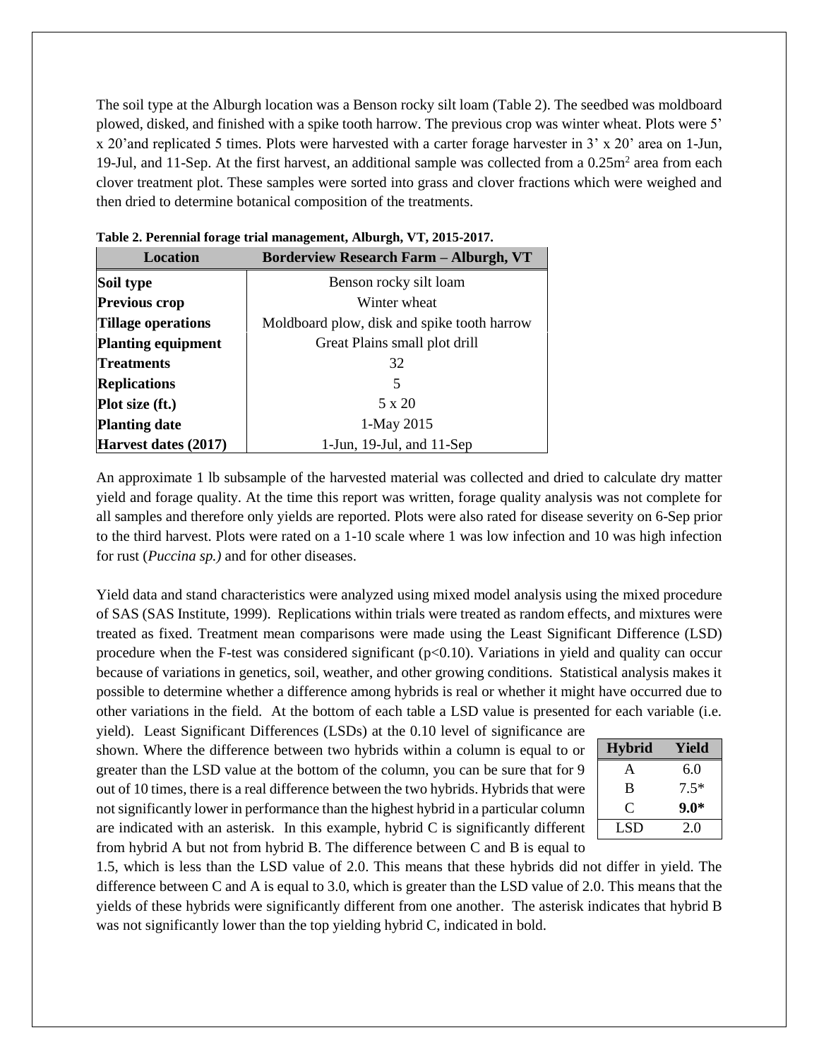The soil type at the Alburgh location was a Benson rocky silt loam (Table 2). The seedbed was moldboard plowed, disked, and finished with a spike tooth harrow. The previous crop was winter wheat. Plots were 5' x 20'and replicated 5 times. Plots were harvested with a carter forage harvester in 3' x 20' area on 1-Jun, 19-Jul, and 11-Sep. At the first harvest, an additional sample was collected from a 0.25m$^2$ area from each clover treatment plot. These samples were sorted into grass and clover fractions which were weighed and then dried to determine botanical composition of the treatments.

**Table 2. Perennial forage trial management, Alburgh, VT, 2015-2017.**

| Location | Borderview Research Farm – Alburgh, VT |
|---|---|
| **Soil type** | Benson rocky silt loam |
| **Previous crop** | Winter wheat |
| **Tillage operations** | Moldboard plow, disk and spike tooth harrow |
| **Planting equipment** | Great Plains small plot drill |
| **Treatments** | 32 |
| **Replications** | 5 |
| **Plot size (ft.)** | 5 x 20 |
| **Planting date** | 1-May 2015 |
| **Harvest dates (2017)** | 1-Jun, 19-Jul, and 11-Sep |

An approximate 1 lb subsample of the harvested material was collected and dried to calculate dry matter yield and forage quality. At the time this report was written, forage quality analysis was not complete for all samples and therefore only yields are reported. Plots were also rated for disease severity on 6-Sep prior to the third harvest. Plots were rated on a 1-10 scale where 1 was low infection and 10 was high infection for rust (*Puccina sp.)* and for other diseases.

Yield data and stand characteristics were analyzed using mixed model analysis using the mixed procedure of SAS (SAS Institute, 1999). Replications within trials were treated as random effects, and mixtures were treated as fixed. Treatment mean comparisons were made using the Least Significant Difference (LSD) procedure when the F-test was considered significant ($p<0.10$). Variations in yield and quality can occur because of variations in genetics, soil, weather, and other growing conditions. Statistical analysis makes it possible to determine whether a difference among hybrids is real or whether it might have occurred due to other variations in the field. At the bottom of each table a LSD value is presented for each variable (i.e. yield). Least Significant Differences (LSDs) at the 0.10 level of significance are shown. Where the difference between two hybrids within a column is equal to or greater than the LSD value at the bottom of the column, you can be sure that for 9 out of 10 times, there is a real difference between the two hybrids. Hybrids that were not significantly lower in performance than the highest hybrid in a particular column are indicated with an asterisk. In this example, hybrid C is significantly different from hybrid A but not from hybrid B. The difference between C and B is equal to 1.5, which is less than the LSD value of 2.0. This means that these hybrids did not differ in yield. The difference between C and A is equal to 3.0, which is greater than the LSD value of 2.0. This means that the yields of these hybrids were significantly different from one another. The asterisk indicates that hybrid B was not significantly lower than the top yielding hybrid C, indicated in bold.

| Hybrid | Yield |
|---|---|
| A | 6.0 |
| B | 7.5* |
| C | **9.0*** |
| LSD | 2.0 |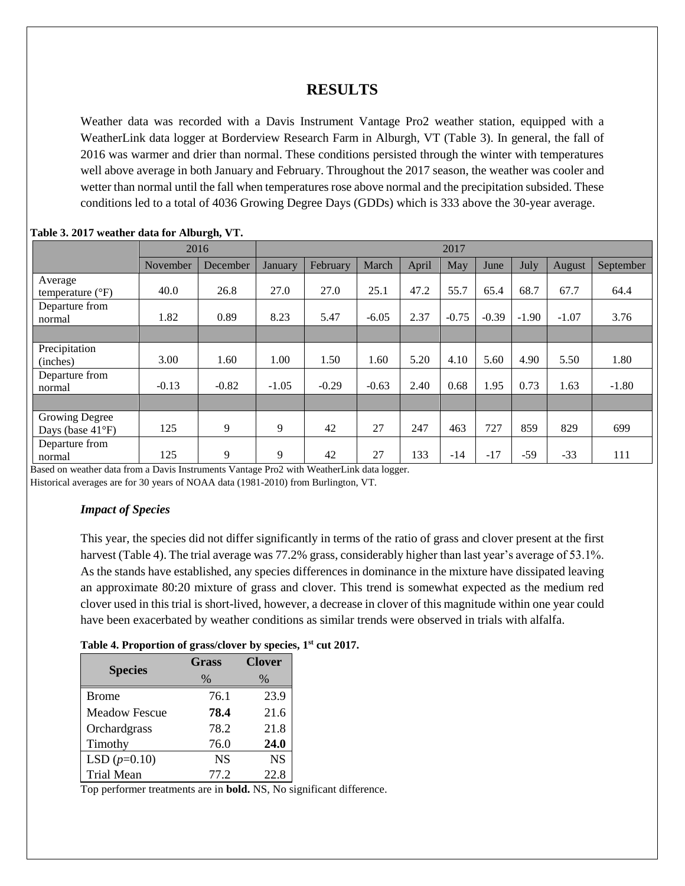# RESULTS

Weather data was recorded with a Davis Instrument Vantage Pro2 weather station, equipped with a WeatherLink data logger at Borderview Research Farm in Alburgh, VT (Table 3). In general, the fall of 2016 was warmer and drier than normal. These conditions persisted through the winter with temperatures well above average in both January and February. Throughout the 2017 season, the weather was cooler and wetter than normal until the fall when temperatures rose above normal and the precipitation subsided. These conditions led to a total of 4036 Growing Degree Days (GDDs) which is 333 above the 30-year average.

**Table 3. 2017 weather data for Alburgh, VT.**

| | 2016 | | 2017 | | | | | | | | |
|---|---|---|---|---|---|---|---|---|---|---|---|
| | November | December | January | February | March | April | May | June | July | August | September |
| Average temperature (°F) | 40.0 | 26.8 | 27.0 | 27.0 | 25.1 | 47.2 | 55.7 | 65.4 | 68.7 | 67.7 | 64.4 |
| Departure from normal | 1.82 | 0.89 | 8.23 | 5.47 | -6.05 | 2.37 | -0.75 | -0.39 | -1.90 | -1.07 | 3.76 |
| | | | | | | | | | | | |
| Precipitation (inches) | 3.00 | 1.60 | 1.00 | 1.50 | 1.60 | 5.20 | 4.10 | 5.60 | 4.90 | 5.50 | 1.80 |
| Departure from normal | -0.13 | -0.82 | -1.05 | -0.29 | -0.63 | 2.40 | 0.68 | 1.95 | 0.73 | 1.63 | -1.80 |
| | | | | | | | | | | | |
| Growing Degree Days (base 41°F) | 125 | 9 | 9 | 42 | 27 | 247 | 463 | 727 | 859 | 829 | 699 |
| Departure from normal | 125 | 9 | 9 | 42 | 27 | 133 | -14 | -17 | -59 | -33 | 111 |

Based on weather data from a Davis Instruments Vantage Pro2 with WeatherLink data logger.
Historical averages are for 30 years of NOAA data (1981-2010) from Burlington, VT.

### *Impact of Species*

This year, the species did not differ significantly in terms of the ratio of grass and clover present at the first harvest (Table 4). The trial average was 77.2% grass, considerably higher than last year's average of 53.1%. As the stands have established, any species differences in dominance in the mixture have dissipated leaving an approximate 80:20 mixture of grass and clover. This trend is somewhat expected as the medium red clover used in this trial is short-lived, however, a decrease in clover of this magnitude within one year could have been exacerbated by weather conditions as similar trends were observed in trials with alfalfa.

**Table 4. Proportion of grass/clover by species, 1st cut 2017.**

| Species | Grass | Clover |
|---|---|---|
| | % | % |
| Brome | 76.1 | 23.9 |
| Meadow Fescue | **78.4** | 21.6 |
| Orchardgrass | 78.2 | 21.8 |
| Timothy | 76.0 | **24.0** |
| LSD ($p$=0.10) | NS | NS |
| Trial Mean | 77.2 | 22.8 |

Top performer treatments are in **bold.** NS, No significant difference.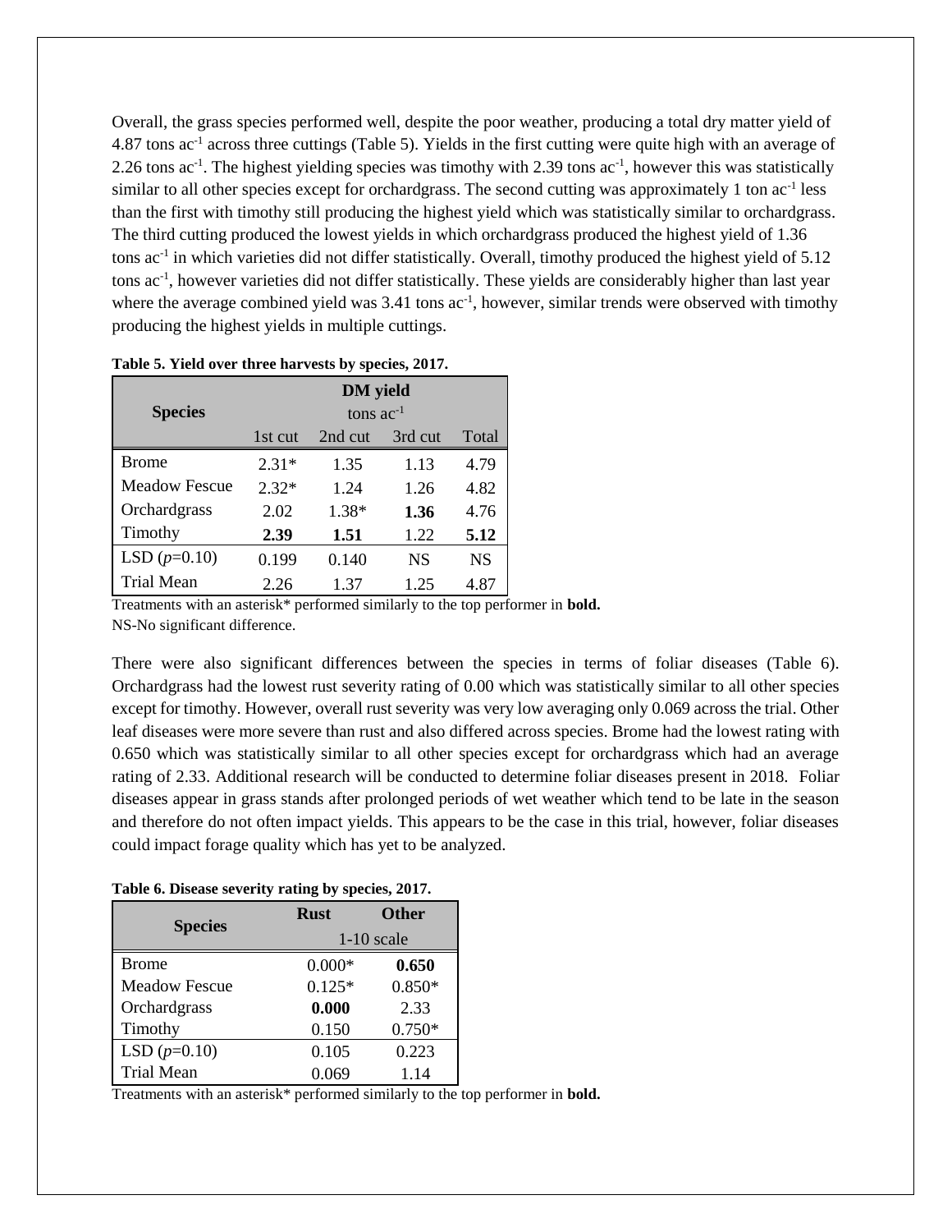Overall, the grass species performed well, despite the poor weather, producing a total dry matter yield of 4.87 tons ac$^{-1}$ across three cuttings (Table 5). Yields in the first cutting were quite high with an average of 2.26 tons ac$^{-1}$. The highest yielding species was timothy with 2.39 tons ac$^{-1}$, however this was statistically similar to all other species except for orchardgrass. The second cutting was approximately 1 ton ac$^{-1}$ less than the first with timothy still producing the highest yield which was statistically similar to orchardgrass. The third cutting produced the lowest yields in which orchardgrass produced the highest yield of 1.36 tons ac$^{-1}$ in which varieties did not differ statistically. Overall, timothy produced the highest yield of 5.12 tons ac$^{-1}$, however varieties did not differ statistically. These yields are considerably higher than last year where the average combined yield was 3.41 tons ac$^{-1}$, however, similar trends were observed with timothy producing the highest yields in multiple cuttings.

**Table 5. Yield over three harvests by species, 2017.**

| Species | DM yield tons ac$^{-1}$ | | | |
|---|---|---|---|---|
| | 1st cut | 2nd cut | 3rd cut | Total |
| Brome | 2.31* | 1.35 | 1.13 | 4.79 |
| Meadow Fescue | 2.32* | 1.24 | 1.26 | 4.82 |
| Orchardgrass | 2.02 | 1.38* | **1.36** | 4.76 |
| Timothy | **2.39** | **1.51** | 1.22 | **5.12** |
| LSD ($p$=0.10) | 0.199 | 0.140 | NS | NS |
| Trial Mean | 2.26 | 1.37 | 1.25 | 4.87 |

Treatments with an asterisk* performed similarly to the top performer in **bold.**
NS-No significant difference.

There were also significant differences between the species in terms of foliar diseases (Table 6). Orchardgrass had the lowest rust severity rating of 0.00 which was statistically similar to all other species except for timothy. However, overall rust severity was very low averaging only 0.069 across the trial. Other leaf diseases were more severe than rust and also differed across species. Brome had the lowest rating with 0.650 which was statistically similar to all other species except for orchardgrass which had an average rating of 2.33. Additional research will be conducted to determine foliar diseases present in 2018. Foliar diseases appear in grass stands after prolonged periods of wet weather which tend to be late in the season and therefore do not often impact yields. This appears to be the case in this trial, however, foliar diseases could impact forage quality which has yet to be analyzed.

**Table 6. Disease severity rating by species, 2017.**

| Species | Rust | Other |
|---|---|---|
| | 1-10 scale | |
| Brome | 0.000* | **0.650** |
| Meadow Fescue | 0.125* | 0.850* |
| Orchardgrass | **0.000** | 2.33 |
| Timothy | 0.150 | 0.750* |
| LSD ($p$=0.10) | 0.105 | 0.223 |
| Trial Mean | 0.069 | 1.14 |

Treatments with an asterisk* performed similarly to the top performer in **bold.**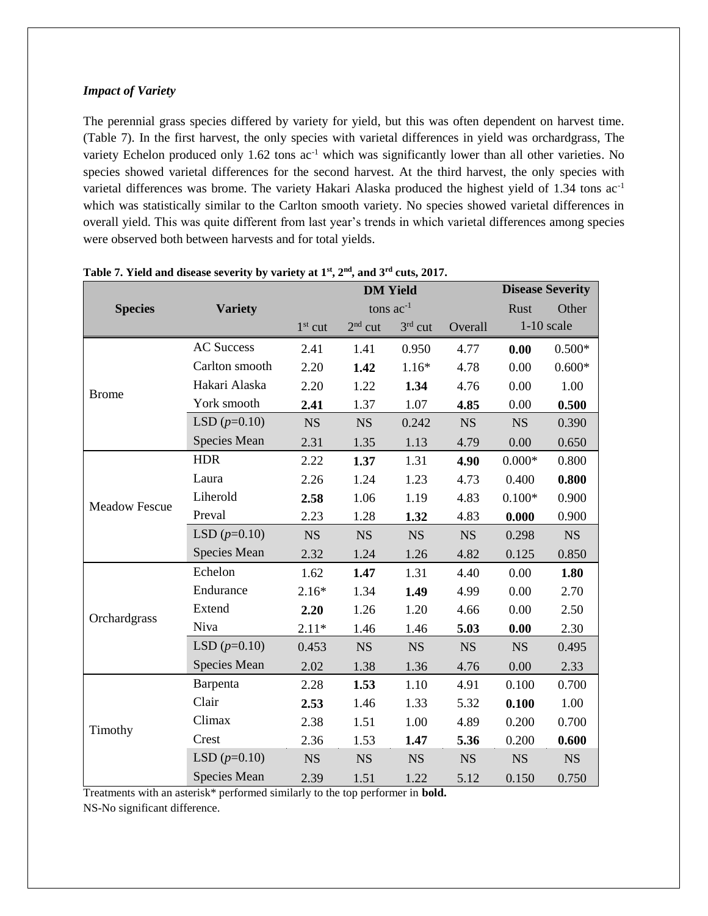### *Impact of Variety*

The perennial grass species differed by variety for yield, but this was often dependent on harvest time. (Table 7). In the first harvest, the only species with varietal differences in yield was orchardgrass, The variety Echelon produced only 1.62 tons ac$^{-1}$ which was significantly lower than all other varieties. No species showed varietal differences for the second harvest. At the third harvest, the only species with varietal differences was brome. The variety Hakari Alaska produced the highest yield of 1.34 tons ac$^{-1}$ which was statistically similar to the Carlton smooth variety. No species showed varietal differences in overall yield. This was quite different from last year's trends in which varietal differences among species were observed both between harvests and for total yields.

**Table 7. Yield and disease severity by variety at 1st, 2nd, and 3rd cuts, 2017.**

| Species | Variety | DM Yield | | | | Disease Severity | |
|---|---|---|---|---|---|---|---|
| | | tons ac$^{-1}$ | | | | Rust | Other |
| | | 1st cut | 2nd cut | 3rd cut | Overall | 1-10 scale | |
| Brome | AC Success | 2.41 | 1.41 | 0.950 | 4.77 | **0.00** | 0.500* |
| | Carlton smooth | 2.20 | **1.42** | 1.16* | 4.78 | 0.00 | 0.600* |
| | Hakari Alaska | 2.20 | 1.22 | **1.34** | 4.76 | 0.00 | 1.00 |
| | York smooth | **2.41** | 1.37 | 1.07 | **4.85** | 0.00 | **0.500** |
| | LSD ($p$=0.10) | NS | NS | 0.242 | NS | NS | 0.390 |
| | Species Mean | 2.31 | 1.35 | 1.13 | 4.79 | 0.00 | 0.650 |
| Meadow Fescue | HDR | 2.22 | **1.37** | 1.31 | **4.90** | 0.000* | 0.800 |
| | Laura | 2.26 | 1.24 | 1.23 | 4.73 | 0.400 | **0.800** |
| | Liherold | **2.58** | 1.06 | 1.19 | 4.83 | 0.100* | 0.900 |
| | Preval | 2.23 | 1.28 | **1.32** | 4.83 | **0.000** | 0.900 |
| | LSD ($p$=0.10) | NS | NS | NS | NS | 0.298 | NS |
| | Species Mean | 2.32 | 1.24 | 1.26 | 4.82 | 0.125 | 0.850 |
| Orchardgrass | Echelon | 1.62 | **1.47** | 1.31 | 4.40 | 0.00 | **1.80** |
| | Endurance | 2.16* | 1.34 | **1.49** | 4.99 | 0.00 | 2.70 |
| | Extend | **2.20** | 1.26 | 1.20 | 4.66 | 0.00 | 2.50 |
| | Niva | 2.11* | 1.46 | 1.46 | **5.03** | **0.00** | 2.30 |
| | LSD ($p$=0.10) | 0.453 | NS | NS | NS | NS | 0.495 |
| | Species Mean | 2.02 | 1.38 | 1.36 | 4.76 | 0.00 | 2.33 |
| Timothy | Barpenta | 2.28 | **1.53** | 1.10 | 4.91 | 0.100 | 0.700 |
| | Clair | **2.53** | 1.46 | 1.33 | 5.32 | **0.100** | 1.00 |
| | Climax | 2.38 | 1.51 | 1.00 | 4.89 | 0.200 | 0.700 |
| | Crest | 2.36 | 1.53 | **1.47** | **5.36** | 0.200 | **0.600** |
| | LSD ($p$=0.10) | NS | NS | NS | NS | NS | NS |
| | Species Mean | 2.39 | 1.51 | 1.22 | 5.12 | 0.150 | 0.750 |

Treatments with an asterisk* performed similarly to the top performer in **bold.**
NS-No significant difference.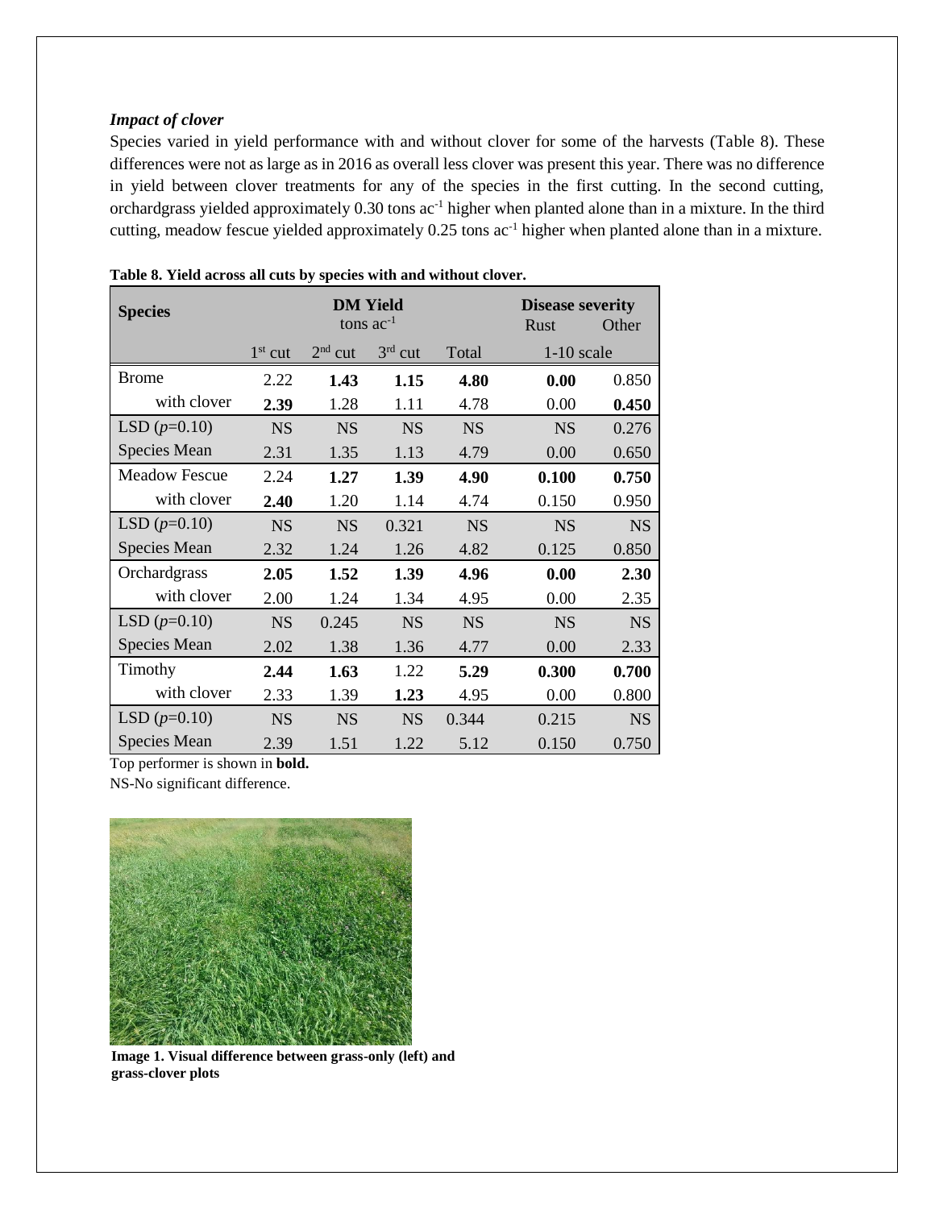### *Impact of clover*

Species varied in yield performance with and without clover for some of the harvests (Table 8). These differences were not as large as in 2016 as overall less clover was present this year. There was no difference in yield between clover treatments for any of the species in the first cutting. In the second cutting, orchardgrass yielded approximately 0.30 tons ac$^{-1}$ higher when planted alone than in a mixture. In the third cutting, meadow fescue yielded approximately 0.25 tons ac$^{-1}$ higher when planted alone than in a mixture.

**Table 8. Yield across all cuts by species with and without clover.**

| Species | DM Yield tons ac$^{-1}$ | | | | Disease severity | |
|---|---|---|---|---|---|---|
| | 1$^{st}$ cut | 2$^{nd}$ cut | 3$^{rd}$ cut | Total | Rust | Other |
| | | | | | 1-10 scale | |
| Brome | 2.22 | **1.43** | **1.15** | **4.80** | **0.00** | 0.850 |
| with clover | **2.39** | 1.28 | 1.11 | 4.78 | 0.00 | **0.450** |
| LSD ($p$=0.10) | NS | NS | NS | NS | NS | 0.276 |
| Species Mean | 2.31 | 1.35 | 1.13 | 4.79 | 0.00 | 0.650 |
| Meadow Fescue | 2.24 | **1.27** | **1.39** | **4.90** | **0.100** | **0.750** |
| with clover | **2.40** | 1.20 | 1.14 | 4.74 | 0.150 | 0.950 |
| LSD ($p$=0.10) | NS | NS | 0.321 | NS | NS | NS |
| Species Mean | 2.32 | 1.24 | 1.26 | 4.82 | 0.125 | 0.850 |
| Orchardgrass | **2.05** | **1.52** | **1.39** | **4.96** | **0.00** | **2.30** |
| with clover | 2.00 | 1.24 | 1.34 | 4.95 | 0.00 | 2.35 |
| LSD ($p$=0.10) | NS | 0.245 | NS | NS | NS | NS |
| Species Mean | 2.02 | 1.38 | 1.36 | 4.77 | 0.00 | 2.33 |
| Timothy | **2.44** | **1.63** | 1.22 | **5.29** | **0.300** | **0.700** |
| with clover | 2.33 | 1.39 | **1.23** | 4.95 | 0.00 | 0.800 |
| LSD ($p$=0.10) | NS | NS | NS | 0.344 | 0.215 | NS |
| Species Mean | 2.39 | 1.51 | 1.22 | 5.12 | 0.150 | 0.750 |

Top performer is shown in **bold.**
NS-No significant difference.

**Image 1. Visual difference between grass-only (left) and grass-clover plots**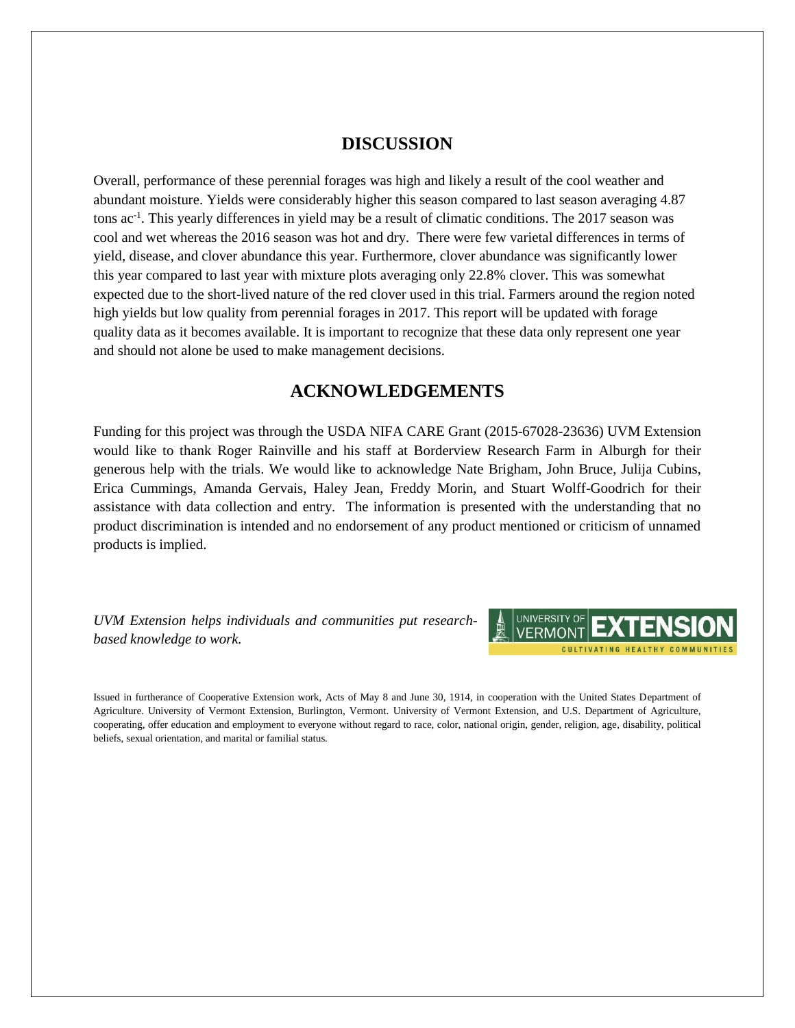## DISCUSSION

Overall, performance of these perennial forages was high and likely a result of the cool weather and abundant moisture. Yields were considerably higher this season compared to last season averaging 4.87 tons $ac^{-1}$. This yearly differences in yield may be a result of climatic conditions. The 2017 season was cool and wet whereas the 2016 season was hot and dry. There were few varietal differences in terms of yield, disease, and clover abundance this year. Furthermore, clover abundance was significantly lower this year compared to last year with mixture plots averaging only 22.8% clover. This was somewhat expected due to the short-lived nature of the red clover used in this trial. Farmers around the region noted high yields but low quality from perennial forages in 2017. This report will be updated with forage quality data as it becomes available. It is important to recognize that these data only represent one year and should not alone be used to make management decisions.

## ACKNOWLEDGEMENTS

Funding for this project was through the USDA NIFA CARE Grant (2015-67028-23636) UVM Extension would like to thank Roger Rainville and his staff at Borderview Research Farm in Alburgh for their generous help with the trials. We would like to acknowledge Nate Brigham, John Bruce, Julija Cubins, Erica Cummings, Amanda Gervais, Haley Jean, Freddy Morin, and Stuart Wolff-Goodrich for their assistance with data collection and entry. The information is presented with the understanding that no product discrimination is intended and no endorsement of any product mentioned or criticism of unnamed products is implied.

*UVM Extension helps individuals and communities put research-based knowledge to work.*

UNIVERSITY OF VERMONT EXTENSION
CULTIVATING HEALTHY COMMUNITIES

Issued in furtherance of Cooperative Extension work, Acts of May 8 and June 30, 1914, in cooperation with the United States Department of Agriculture. University of Vermont Extension, Burlington, Vermont. University of Vermont Extension, and U.S. Department of Agriculture, cooperating, offer education and employment to everyone without regard to race, color, national origin, gender, religion, age, disability, political beliefs, sexual orientation, and marital or familial status.